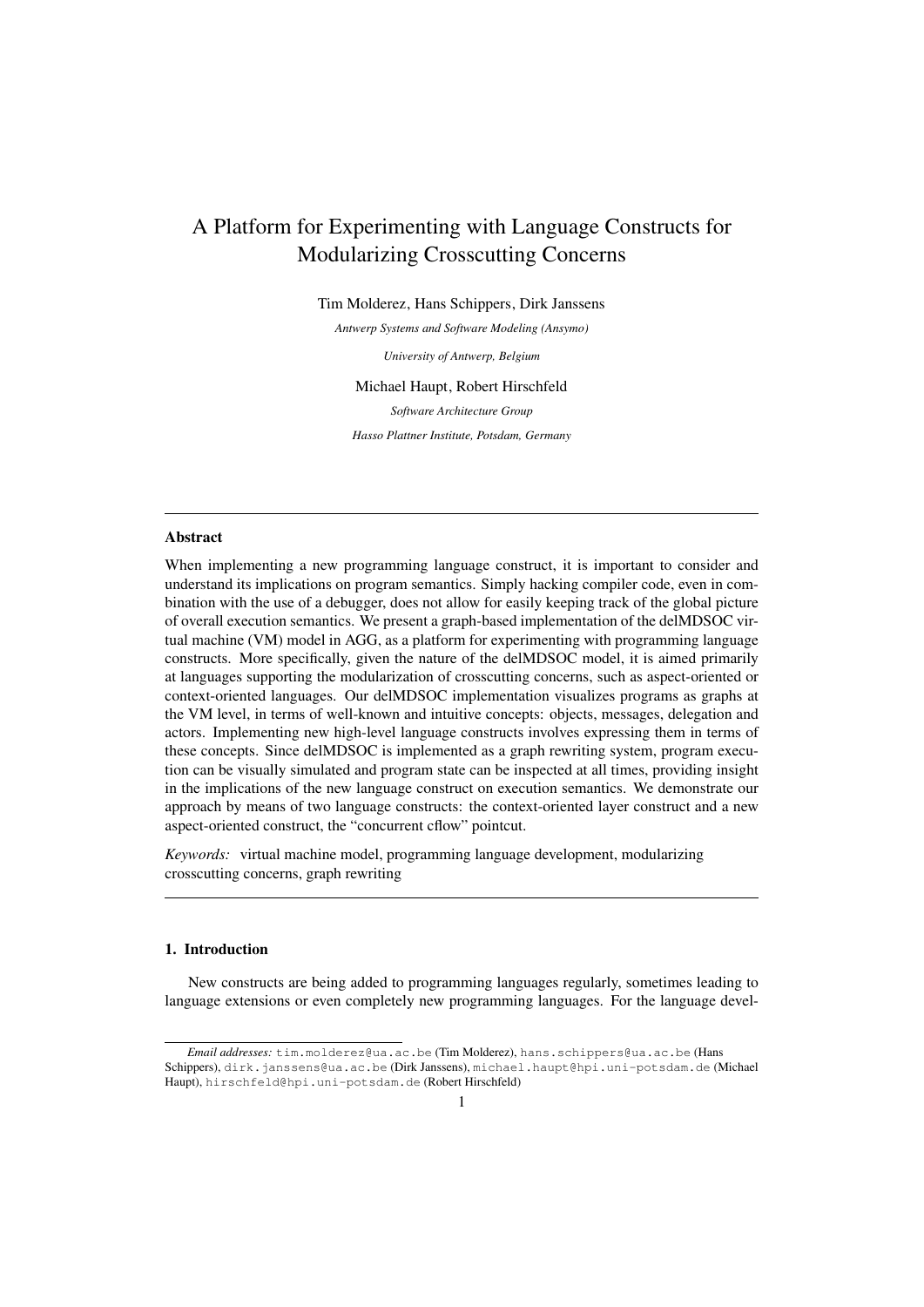# A Platform for Experimenting with Language Constructs for Modularizing Crosscutting Concerns

Tim Molderez, Hans Schippers, Dirk Janssens

*Antwerp Systems and Software Modeling (Ansymo)*

*University of Antwerp, Belgium*

Michael Haupt, Robert Hirschfeld

*Software Architecture Group*

*Hasso Plattner Institute, Potsdam, Germany*

---

**Abstract**

When implementing a new programming language construct, it is important to consider and understand its implications on program semantics. Simply hacking compiler code, even in combination with the use of a debugger, does not allow for easily keeping track of the global picture of overall execution semantics. We present a graph-based implementation of the delMDSOC virtual machine (VM) model in AGG, as a platform for experimenting with programming language constructs. More specifically, given the nature of the delMDSOC model, it is aimed primarily at languages supporting the modularization of crosscutting concerns, such as aspect-oriented or context-oriented languages. Our delMDSOC implementation visualizes programs as graphs at the VM level, in terms of well-known and intuitive concepts: objects, messages, delegation and actors. Implementing new high-level language constructs involves expressing them in terms of these concepts. Since delMDSOC is implemented as a graph rewriting system, program execution can be visually simulated and program state can be inspected at all times, providing insight in the implications of the new language construct on execution semantics. We demonstrate our approach by means of two language constructs: the context-oriented layer construct and a new aspect-oriented construct, the "concurrent cflow" pointcut.

*Keywords:* virtual machine model, programming language development, modularizing crosscutting concerns, graph rewriting

---

## 1. Introduction

New constructs are being added to programming languages regularly, sometimes leading to language extensions or even completely new programming languages. For the language devel-

*Email addresses:* tim.molderez@ua.ac.be (Tim Molderez), hans.schippers@ua.ac.be (Hans Schippers), dirk.janssens@ua.ac.be (Dirk Janssens), michael.haupt@hpi.uni-potsdam.de (Michael Haupt), hirschfeld@hpi.uni-potsdam.de (Robert Hirschfeld)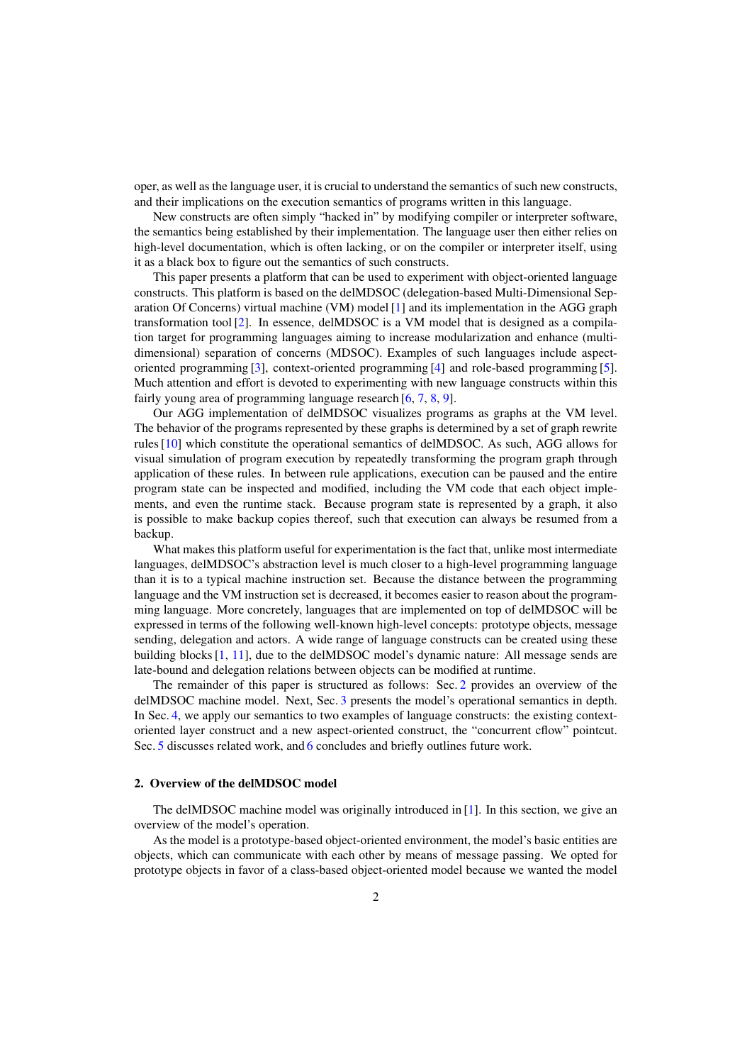oper, as well as the language user, it is crucial to understand the semantics of such new constructs, and their implications on the execution semantics of programs written in this language.

New constructs are often simply "hacked in" by modifying compiler or interpreter software, the semantics being established by their implementation. The language user then either relies on high-level documentation, which is often lacking, or on the compiler or interpreter itself, using it as a black box to figure out the semantics of such constructs.

This paper presents a platform that can be used to experiment with object-oriented language constructs. This platform is based on the delMDSOC (delegation-based Multi-Dimensional Separation Of Concerns) virtual machine (VM) model [1] and its implementation in the AGG graph transformation tool [2]. In essence, delMDSOC is a VM model that is designed as a compilation target for programming languages aiming to increase modularization and enhance (multi-dimensional) separation of concerns (MDSOC). Examples of such languages include aspect-oriented programming [3], context-oriented programming [4] and role-based programming [5]. Much attention and effort is devoted to experimenting with new language constructs within this fairly young area of programming language research [6, 7, 8, 9].

Our AGG implementation of delMDSOC visualizes programs as graphs at the VM level. The behavior of the programs represented by these graphs is determined by a set of graph rewrite rules [10] which constitute the operational semantics of delMDSOC. As such, AGG allows for visual simulation of program execution by repeatedly transforming the program graph through application of these rules. In between rule applications, execution can be paused and the entire program state can be inspected and modified, including the VM code that each object implements, and even the runtime stack. Because program state is represented by a graph, it also is possible to make backup copies thereof, such that execution can always be resumed from a backup.

What makes this platform useful for experimentation is the fact that, unlike most intermediate languages, delMDSOC's abstraction level is much closer to a high-level programming language than it is to a typical machine instruction set. Because the distance between the programming language and the VM instruction set is decreased, it becomes easier to reason about the programming language. More concretely, languages that are implemented on top of delMDSOC will be expressed in terms of the following well-known high-level concepts: prototype objects, message sending, delegation and actors. A wide range of language constructs can be created using these building blocks [1, 11], due to the delMDSOC model's dynamic nature: All message sends are late-bound and delegation relations between objects can be modified at runtime.

The remainder of this paper is structured as follows: Sec. 2 provides an overview of the delMDSOC machine model. Next, Sec. 3 presents the model's operational semantics in depth. In Sec. 4, we apply our semantics to two examples of language constructs: the existing context-oriented layer construct and a new aspect-oriented construct, the "concurrent cflow" pointcut. Sec. 5 discusses related work, and 6 concludes and briefly outlines future work.

## 2. Overview of the delMDSOC model

The delMDSOC machine model was originally introduced in [1]. In this section, we give an overview of the model's operation.

As the model is a prototype-based object-oriented environment, the model's basic entities are objects, which can communicate with each other by means of message passing. We opted for prototype objects in favor of a class-based object-oriented model because we wanted the model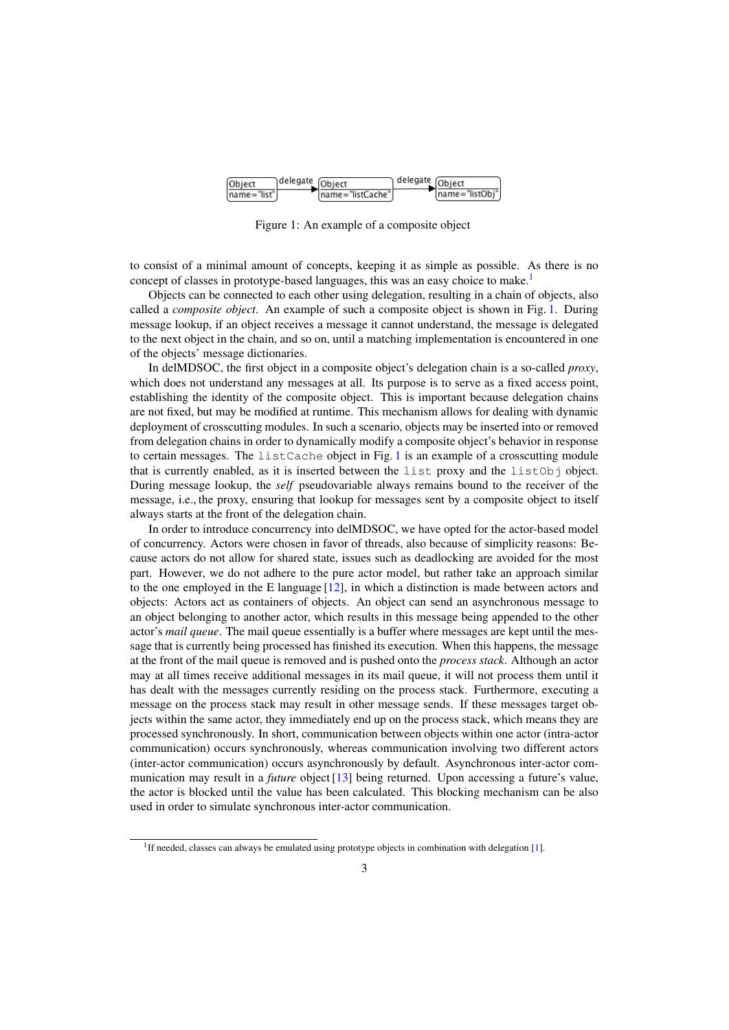Figure 1: An example of a composite object

to consist of a minimal amount of concepts, keeping it as simple as possible. As there is no concept of classes in prototype-based languages, this was an easy choice to make.[1]

Objects can be connected to each other using delegation, resulting in a chain of objects, also called a *composite object*. An example of such a composite object is shown in Fig. 1. During message lookup, if an object receives a message it cannot understand, the message is delegated to the next object in the chain, and so on, until a matching implementation is encountered in one of the objects' message dictionaries.

In delMDSOC, the first object in a composite object's delegation chain is a so-called *proxy*, which does not understand any messages at all. Its purpose is to serve as a fixed access point, establishing the identity of the composite object. This is important because delegation chains are not fixed, but may be modified at runtime. This mechanism allows for dealing with dynamic deployment of crosscutting modules. In such a scenario, objects may be inserted into or removed from delegation chains in order to dynamically modify a composite object's behavior in response to certain messages. The `listCache` object in Fig. 1 is an example of a crosscutting module that is currently enabled, as it is inserted between the `list` proxy and the `listObj` object. During message lookup, the *self* pseudovariable always remains bound to the receiver of the message, i.e., the proxy, ensuring that lookup for messages sent by a composite object to itself always starts at the front of the delegation chain.

In order to introduce concurrency into delMDSOC, we have opted for the actor-based model of concurrency. Actors were chosen in favor of threads, also because of simplicity reasons: Because actors do not allow for shared state, issues such as deadlocking are avoided for the most part. However, we do not adhere to the pure actor model, but rather take an approach similar to the one employed in the E language [12], in which a distinction is made between actors and objects: Actors act as containers of objects. An object can send an asynchronous message to an object belonging to another actor, which results in this message being appended to the other actor's *mail queue*. The mail queue essentially is a buffer where messages are kept until the message that is currently being processed has finished its execution. When this happens, the message at the front of the mail queue is removed and is pushed onto the *process stack*. Although an actor may at all times receive additional messages in its mail queue, it will not process them until it has dealt with the messages currently residing on the process stack. Furthermore, executing a message on the process stack may result in other message sends. If these messages target objects within the same actor, they immediately end up on the process stack, which means they are processed synchronously. In short, communication between objects within one actor (intra-actor communication) occurs synchronously, whereas communication involving two different actors (inter-actor communication) occurs asynchronously by default. Asynchronous inter-actor communication may result in a *future* object [13] being returned. Upon accessing a future's value, the actor is blocked until the value has been calculated. This blocking mechanism can be also used in order to simulate synchronous inter-actor communication.

[1] If needed, classes can always be emulated using prototype objects in combination with delegation [1].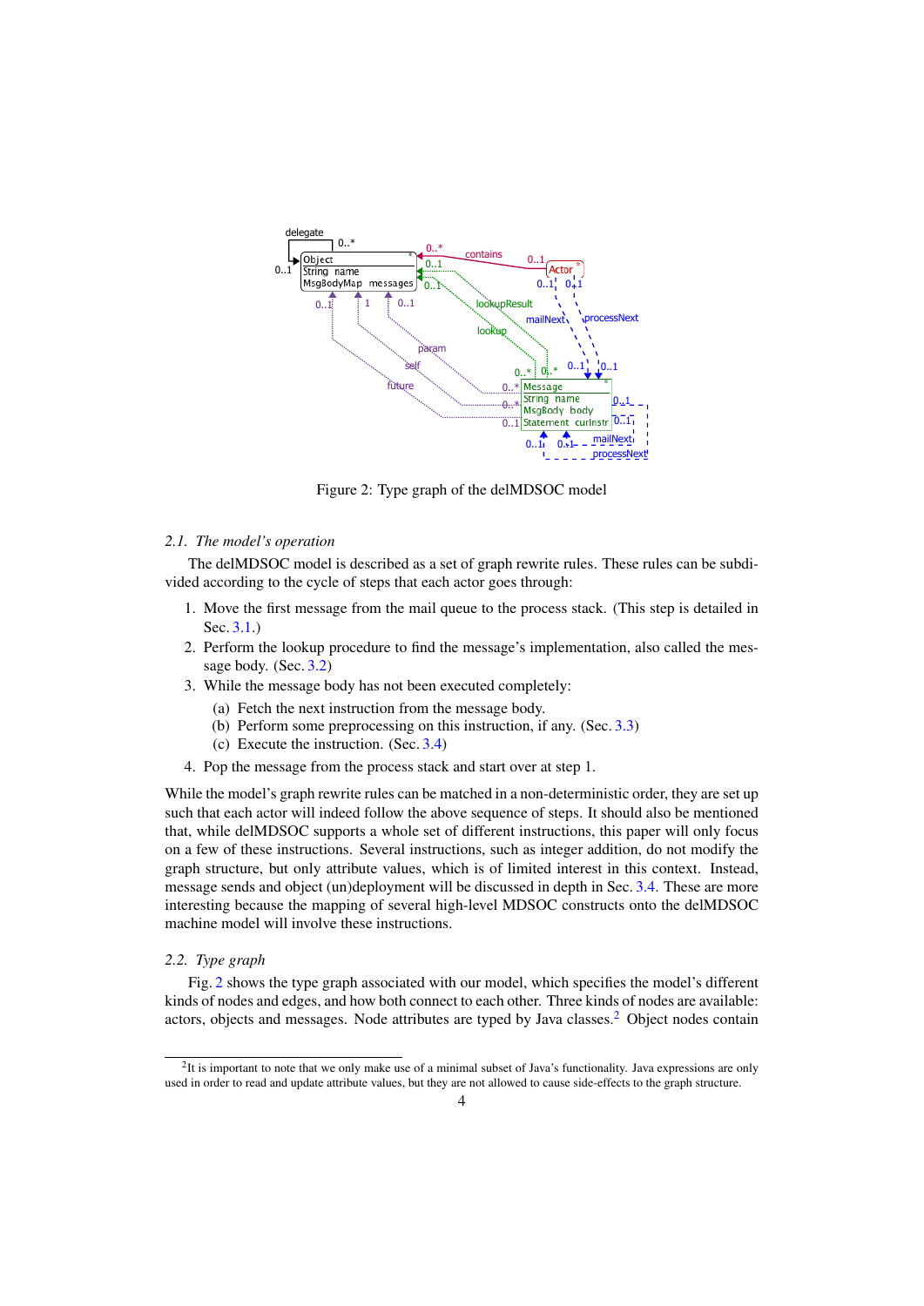Figure 2: Type graph of the delMDSOC model

### 2.1. The model's operation

The delMDSOC model is described as a set of graph rewrite rules. These rules can be subdivided according to the cycle of steps that each actor goes through:

1. Move the first message from the mail queue to the process stack. (This step is detailed in Sec. 3.1.)
2. Perform the lookup procedure to find the message's implementation, also called the message body. (Sec. 3.2)
3. While the message body has not been executed completely:
   (a) Fetch the next instruction from the message body.
   (b) Perform some preprocessing on this instruction, if any. (Sec. 3.3)
   (c) Execute the instruction. (Sec. 3.4)
4. Pop the message from the process stack and start over at step 1.

While the model's graph rewrite rules can be matched in a non-deterministic order, they are set up such that each actor will indeed follow the above sequence of steps. It should also be mentioned that, while delMDSOC supports a whole set of different instructions, this paper will only focus on a few of these instructions. Several instructions, such as integer addition, do not modify the graph structure, but only attribute values, which is of limited interest in this context. Instead, message sends and object (un)deployment will be discussed in depth in Sec. 3.4. These are more interesting because the mapping of several high-level MDSOC constructs onto the delMDSOC machine model will involve these instructions.

### 2.2. Type graph

Fig. 2 shows the type graph associated with our model, which specifies the model's different kinds of nodes and edges, and how both connect to each other. Three kinds of nodes are available: actors, objects and messages. Node attributes are typed by Java classes.[2] Object nodes contain

[2] It is important to note that we only make use of a minimal subset of Java's functionality. Java expressions are only used in order to read and update attribute values, but they are not allowed to cause side-effects to the graph structure.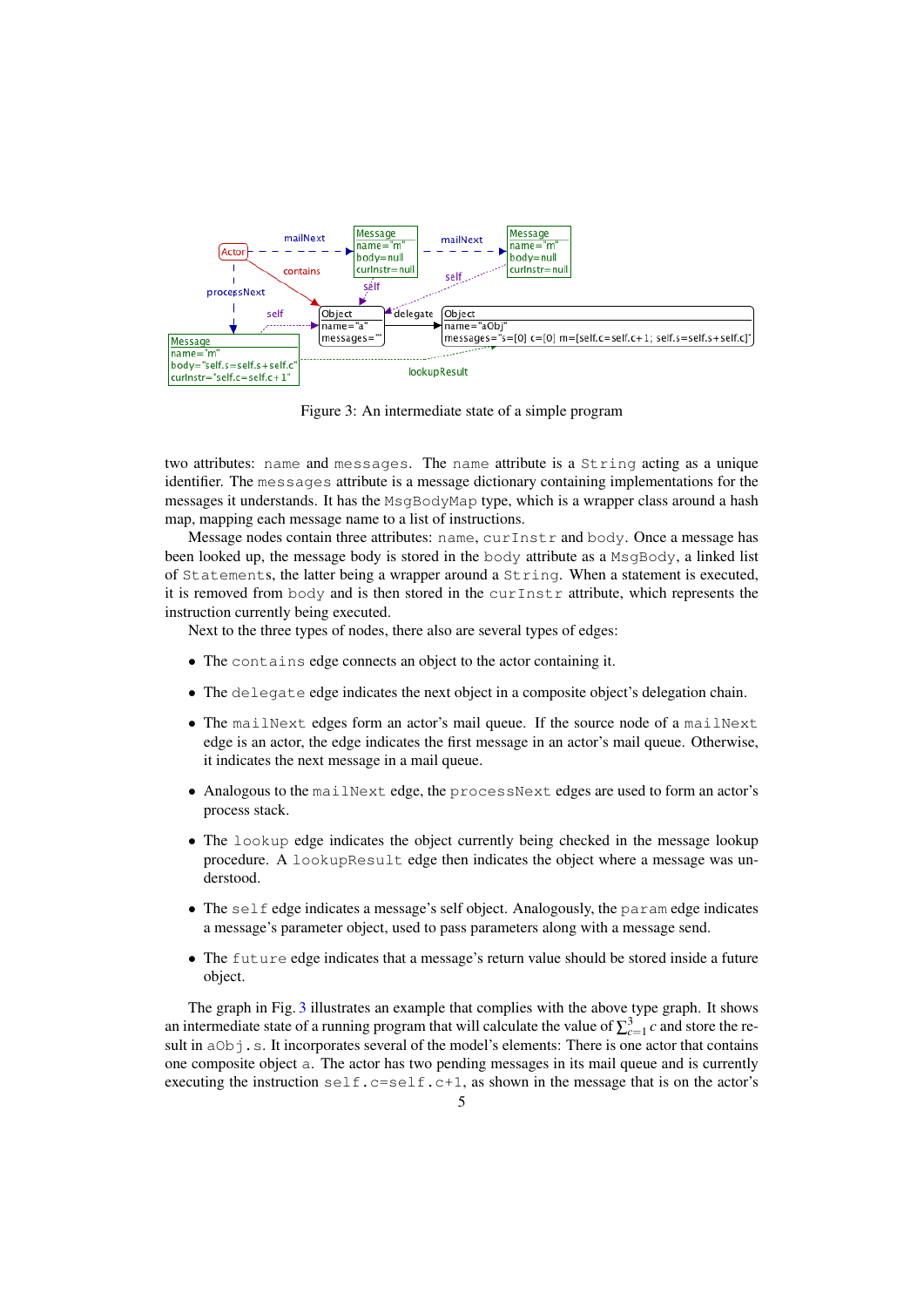Figure 3: An intermediate state of a simple program

two attributes: `name` and `messages`. The `name` attribute is a `String` acting as a unique identifier. The `messages` attribute is a message dictionary containing implementations for the messages it understands. It has the `MsgBodyMap` type, which is a wrapper class around a hash map, mapping each message name to a list of instructions.

Message nodes contain three attributes: `name`, `curInstr` and `body`. Once a message has been looked up, the message body is stored in the `body` attribute as a `MsgBody`, a linked list of `Statement`s, the latter being a wrapper around a `String`. When a statement is executed, it is removed from `body` and is then stored in the `curInstr` attribute, which represents the instruction currently being executed.

Next to the three types of nodes, there also are several types of edges:

- The `contains` edge connects an object to the actor containing it.
- The `delegate` edge indicates the next object in a composite object's delegation chain.
- The `mailNext` edges form an actor's mail queue. If the source node of a `mailNext` edge is an actor, the edge indicates the first message in an actor's mail queue. Otherwise, it indicates the next message in a mail queue.
- Analogous to the `mailNext` edge, the `processNext` edges are used to form an actor's process stack.
- The `lookup` edge indicates the object currently being checked in the message lookup procedure. A `lookupResult` edge then indicates the object where a message was understood.
- The `self` edge indicates a message's self object. Analogously, the `param` edge indicates a message's parameter object, used to pass parameters along with a message send.
- The `future` edge indicates that a message's return value should be stored inside a future object.

The graph in Fig. 3 illustrates an example that complies with the above type graph. It shows an intermediate state of a running program that will calculate the value of $\sum_{c=1}^{3} c$ and store the result in `aObj.s`. It incorporates several of the model's elements: There is one actor that contains one composite object `a`. The actor has two pending messages in its mail queue and is currently executing the instruction `self.c=self.c+1`, as shown in the message that is on the actor's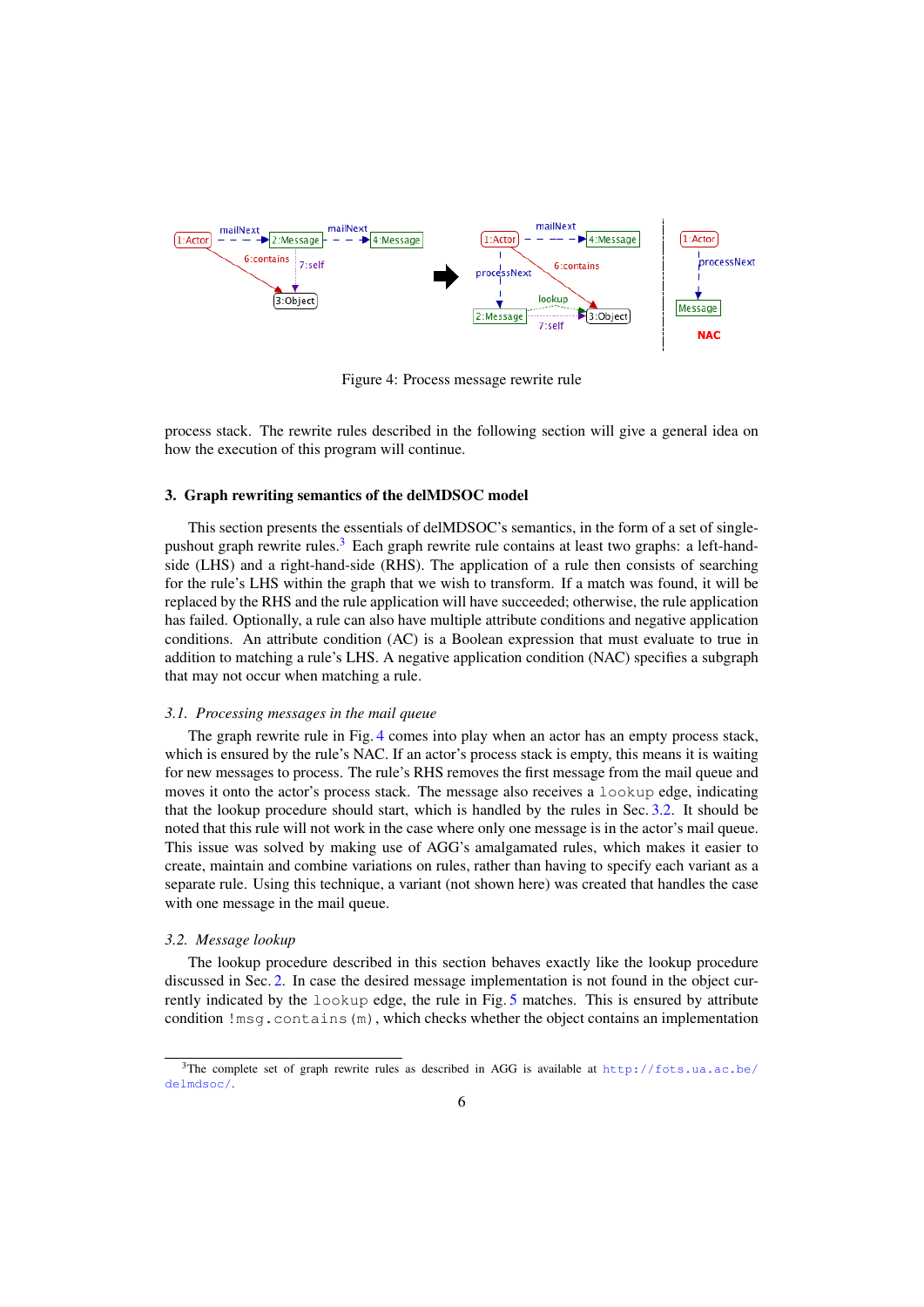Figure 4: Process message rewrite rule

process stack. The rewrite rules described in the following section will give a general idea on how the execution of this program will continue.

## 3. Graph rewriting semantics of the delMDSOC model

This section presents the essentials of delMDSOC's semantics, in the form of a set of single-pushout graph rewrite rules.[3] Each graph rewrite rule contains at least two graphs: a left-hand-side (LHS) and a right-hand-side (RHS). The application of a rule then consists of searching for the rule's LHS within the graph that we wish to transform. If a match was found, it will be replaced by the RHS and the rule application will have succeeded; otherwise, the rule application has failed. Optionally, a rule can also have multiple attribute conditions and negative application conditions. An attribute condition (AC) is a Boolean expression that must evaluate to true in addition to matching a rule's LHS. A negative application condition (NAC) specifies a subgraph that may not occur when matching a rule.

### *3.1. Processing messages in the mail queue*

The graph rewrite rule in Fig. 4 comes into play when an actor has an empty process stack, which is ensured by the rule's NAC. If an actor's process stack is empty, this means it is waiting for new messages to process. The rule's RHS removes the first message from the mail queue and moves it onto the actor's process stack. The message also receives a `lookup` edge, indicating that the lookup procedure should start, which is handled by the rules in Sec. 3.2. It should be noted that this rule will not work in the case where only one message is in the actor's mail queue. This issue was solved by making use of AGG's amalgamated rules, which makes it easier to create, maintain and combine variations on rules, rather than having to specify each variant as a separate rule. Using this technique, a variant (not shown here) was created that handles the case with one message in the mail queue.

### *3.2. Message lookup*

The lookup procedure described in this section behaves exactly like the lookup procedure discussed in Sec. 2. In case the desired message implementation is not found in the object currently indicated by the `lookup` edge, the rule in Fig. 5 matches. This is ensured by attribute condition `!msg.contains(m)`, which checks whether the object contains an implementation

[3] The complete set of graph rewrite rules as described in AGG is available at http://fots.ua.ac.be/delmdsoc/.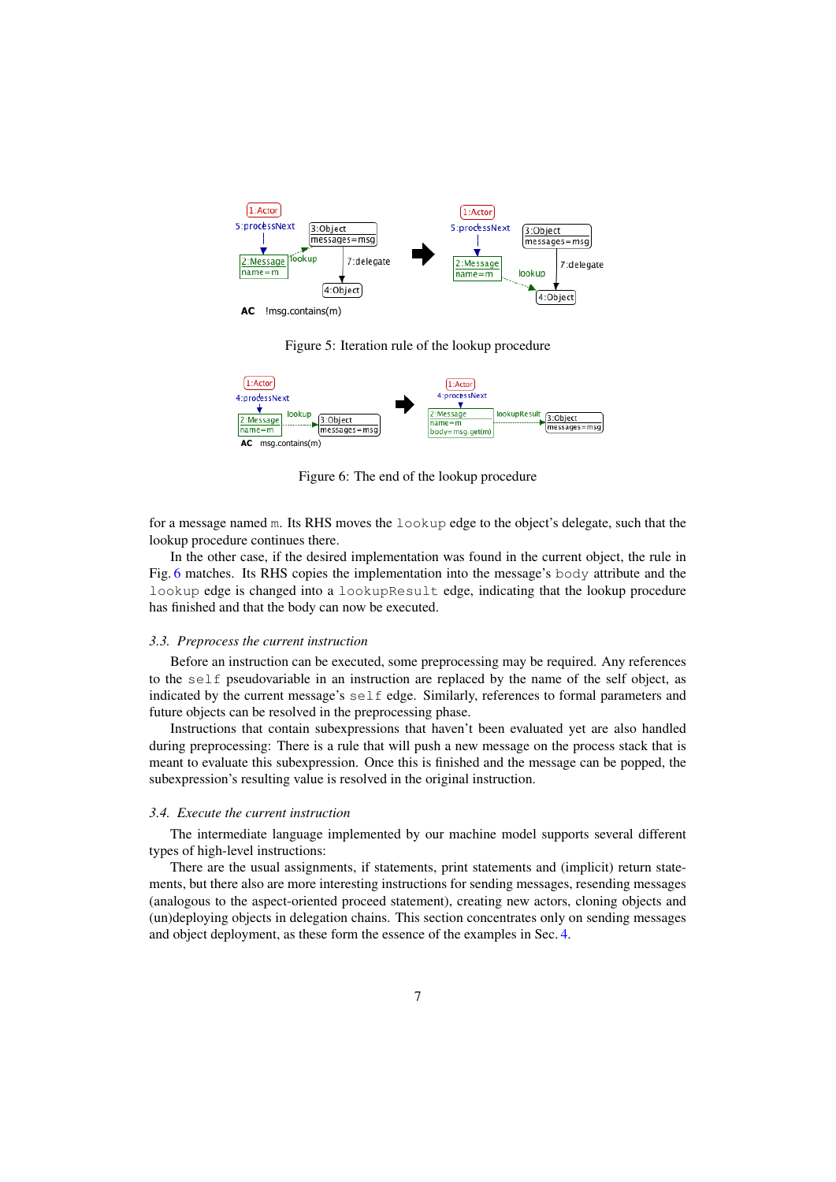Figure 5: Iteration rule of the lookup procedure

Figure 6: The end of the lookup procedure

for a message named m. Its RHS moves the `lookup` edge to the object's delegate, such that the lookup procedure continues there.

In the other case, if the desired implementation was found in the current object, the rule in Fig. 6 matches. Its RHS copies the implementation into the message's `body` attribute and the `lookup` edge is changed into a `lookupResult` edge, indicating that the lookup procedure has finished and that the body can now be executed.

### *3.3. Preprocess the current instruction*

Before an instruction can be executed, some preprocessing may be required. Any references to the `self` pseudovariable in an instruction are replaced by the name of the self object, as indicated by the current message's `self` edge. Similarly, references to formal parameters and future objects can be resolved in the preprocessing phase.

Instructions that contain subexpressions that haven't been evaluated yet are also handled during preprocessing: There is a rule that will push a new message on the process stack that is meant to evaluate this subexpression. Once this is finished and the message can be popped, the subexpression's resulting value is resolved in the original instruction.

### *3.4. Execute the current instruction*

The intermediate language implemented by our machine model supports several different types of high-level instructions:

There are the usual assignments, if statements, print statements and (implicit) return statements, but there also are more interesting instructions for sending messages, resending messages (analogous to the aspect-oriented proceed statement), creating new actors, cloning objects and (un)deploying objects in delegation chains. This section concentrates only on sending messages and object deployment, as these form the essence of the examples in Sec. 4.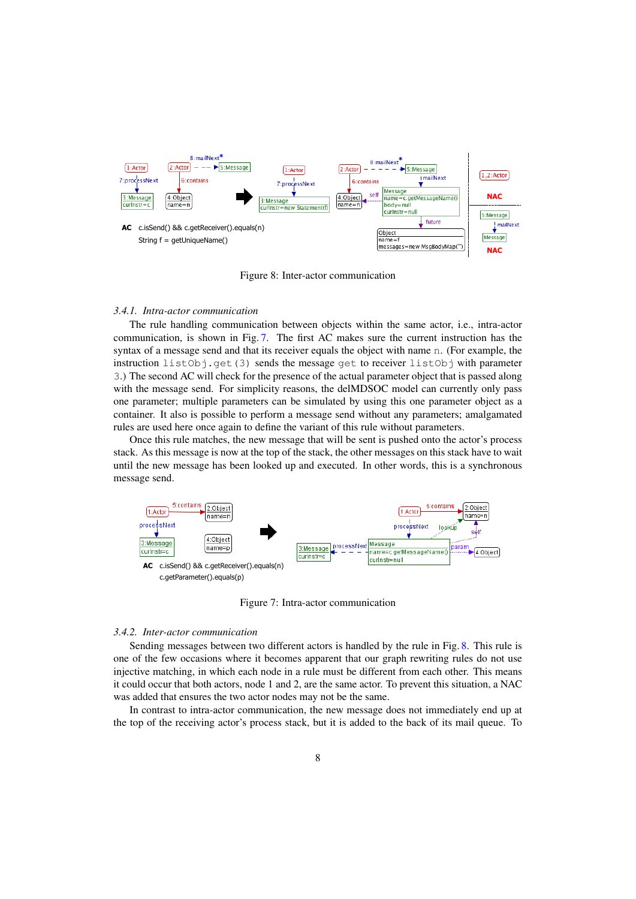AC c.isSend() && c.getReceiver().equals(n)

String f = getUniqueName()

Figure 8: Inter-actor communication

### 3.4.1. Intra-actor communication

The rule handling communication between objects within the same actor, i.e., intra-actor communication, is shown in Fig. 7. The first AC makes sure the current instruction has the syntax of a message send and that its receiver equals the object with name `n`. (For example, the instruction `listObj.get(3)` sends the message `get` to receiver `listObj` with parameter `3`.) The second AC will check for the presence of the actual parameter object that is passed along with the message send. For simplicity reasons, the delMDSOC model can currently only pass one parameter; multiple parameters can be simulated by using this one parameter object as a container. It also is possible to perform a message send without any parameters; amalgamated rules are used here once again to define the variant of this rule without parameters.

Once this rule matches, the new message that will be sent is pushed onto the actor's process stack. As this message is now at the top of the stack, the other messages on this stack have to wait until the new message has been looked up and executed. In other words, this is a synchronous message send.

AC c.isSend() && c.getReceiver().equals(n)
c.getParameter().equals(p)

Figure 7: Intra-actor communication

### 3.4.2. Inter-actor communication

Sending messages between two different actors is handled by the rule in Fig. 8. This rule is one of the few occasions where it becomes apparent that our graph rewriting rules do not use injective matching, in which each node in a rule must be different from each other. This means it could occur that both actors, node 1 and 2, are the same actor. To prevent this situation, a NAC was added that ensures the two actor nodes may not be the same.

In contrast to intra-actor communication, the new message does not immediately end up at the top of the receiving actor's process stack, but it is added to the back of its mail queue. To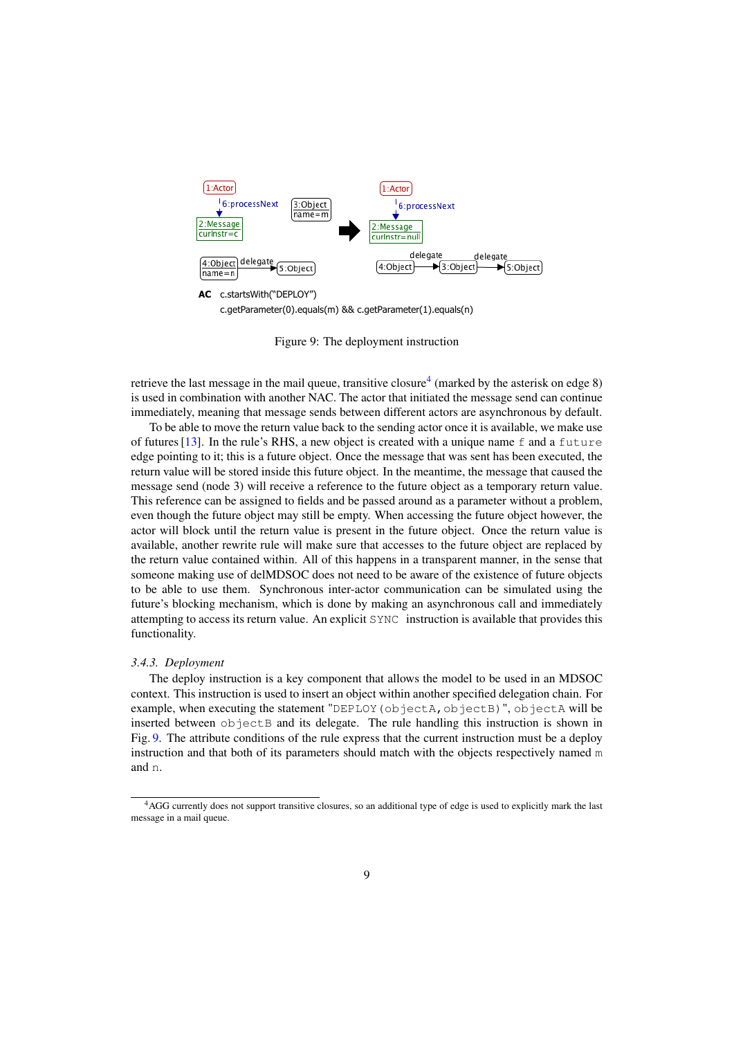1:Actor

6:processNext

2:Message
curInstr=c

3:Object
name=m

4:Object
name=n

delegate

5:Object

1:Actor

6:processNext

2:Message
curInstr=null

4:Object

delegate

3:Object

delegate

5:Object

**AC** c.startsWith("DEPLOY")
c.getParameter(0).equals(m) && c.getParameter(1).equals(n)

Figure 9: The deployment instruction

retrieve the last message in the mail queue, transitive closure[4] (marked by the asterisk on edge 8) is used in combination with another NAC. The actor that initiated the message send can continue immediately, meaning that message sends between different actors are asynchronous by default.

To be able to move the return value back to the sending actor once it is available, we make use of futures [13]. In the rule's RHS, a new object is created with a unique name `f` and a `future` edge pointing to it; this is a future object. Once the message that was sent has been executed, the return value will be stored inside this future object. In the meantime, the message that caused the message send (node 3) will receive a reference to the future object as a temporary return value. This reference can be assigned to fields and be passed around as a parameter without a problem, even though the future object may still be empty. When accessing the future object however, the actor will block until the return value is present in the future object. Once the return value is available, another rewrite rule will make sure that accesses to the future object are replaced by the return value contained within. All of this happens in a transparent manner, in the sense that someone making use of delMDSOC does not need to be aware of the existence of future objects to be able to use them. Synchronous inter-actor communication can be simulated using the future's blocking mechanism, which is done by making an asynchronous call and immediately attempting to access its return value. An explicit `SYNC` instruction is available that provides this functionality.

### *3.4.3. Deployment*

The deploy instruction is a key component that allows the model to be used in an MDSOC context. This instruction is used to insert an object within another specified delegation chain. For example, when executing the statement "`DEPLOY(objectA,objectB)`", `objectA` will be inserted between `objectB` and its delegate. The rule handling this instruction is shown in Fig. 9. The attribute conditions of the rule express that the current instruction must be a deploy instruction and that both of its parameters should match with the objects respectively named `m` and `n`.

[4] AGG currently does not support transitive closures, so an additional type of edge is used to explicitly mark the last message in a mail queue.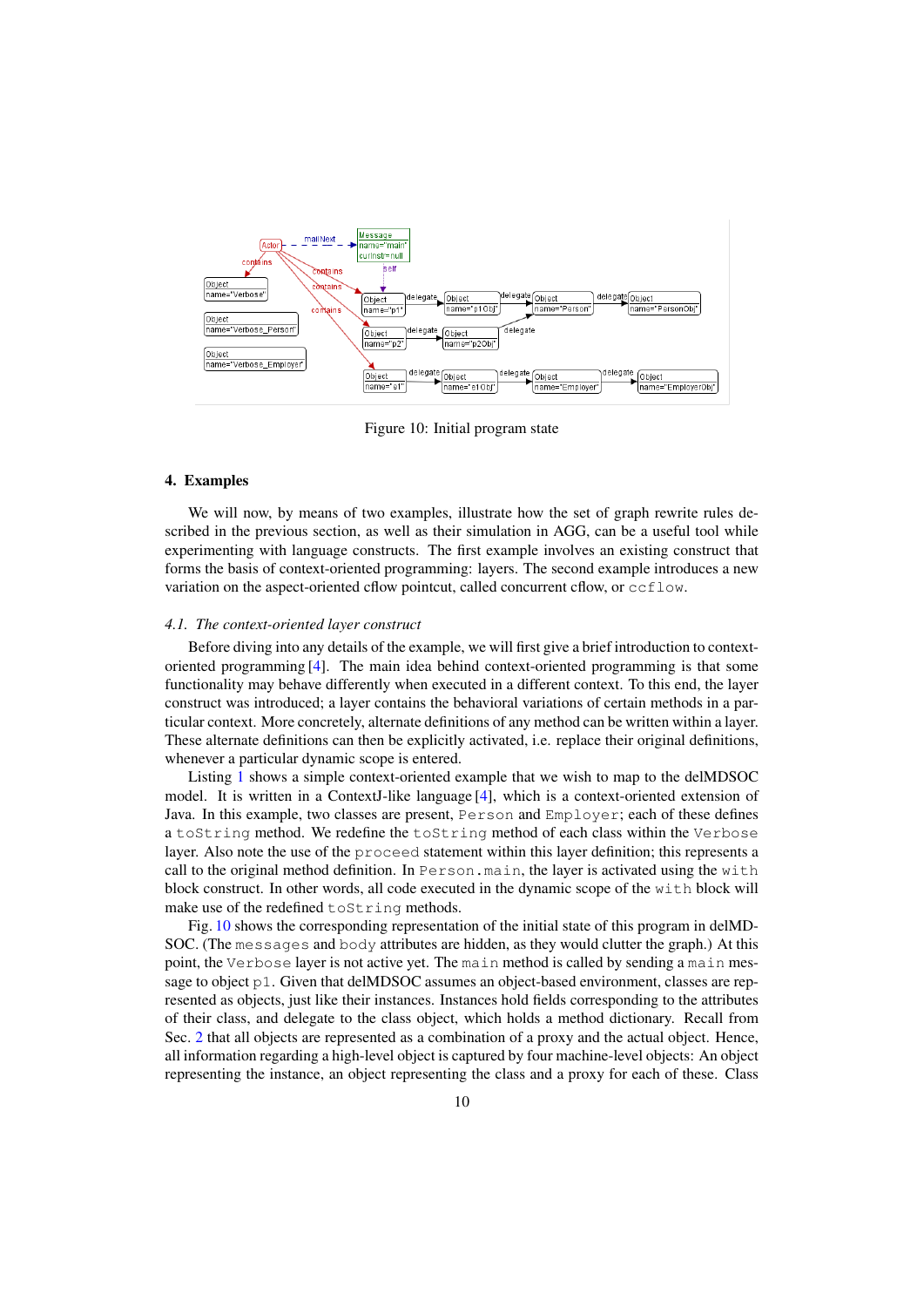Figure 10: Initial program state

## 4. Examples

We will now, by means of two examples, illustrate how the set of graph rewrite rules described in the previous section, as well as their simulation in AGG, can be a useful tool while experimenting with language constructs. The first example involves an existing construct that forms the basis of context-oriented programming: layers. The second example introduces a new variation on the aspect-oriented cflow pointcut, called concurrent cflow, or `ccflow`.

### *4.1. The context-oriented layer construct*

Before diving into any details of the example, we will first give a brief introduction to context-oriented programming [4]. The main idea behind context-oriented programming is that some functionality may behave differently when executed in a different context. To this end, the layer construct was introduced; a layer contains the behavioral variations of certain methods in a particular context. More concretely, alternate definitions of any method can be written within a layer. These alternate definitions can then be explicitly activated, i.e. replace their original definitions, whenever a particular dynamic scope is entered.

Listing 1 shows a simple context-oriented example that we wish to map to the delMDSOC model. It is written in a ContextJ-like language [4], which is a context-oriented extension of Java. In this example, two classes are present, `Person` and `Employer`; each of these defines a `toString` method. We redefine the `toString` method of each class within the `Verbose` layer. Also note the use of the `proceed` statement within this layer definition; this represents a call to the original method definition. In `Person.main`, the layer is activated using the `with` block construct. In other words, all code executed in the dynamic scope of the `with` block will make use of the redefined `toString` methods.

Fig. 10 shows the corresponding representation of the initial state of this program in delMDSOC. (The `messages` and `body` attributes are hidden, as they would clutter the graph.) At this point, the `Verbose` layer is not active yet. The `main` method is called by sending a `main` message to object `p1`. Given that delMDSOC assumes an object-based environment, classes are represented as objects, just like their instances. Instances hold fields corresponding to the attributes of their class, and delegate to the class object, which holds a method dictionary. Recall from Sec. 2 that all objects are represented as a combination of a proxy and the actual object. Hence, all information regarding a high-level object is captured by four machine-level objects: An object representing the instance, an object representing the class and a proxy for each of these. Class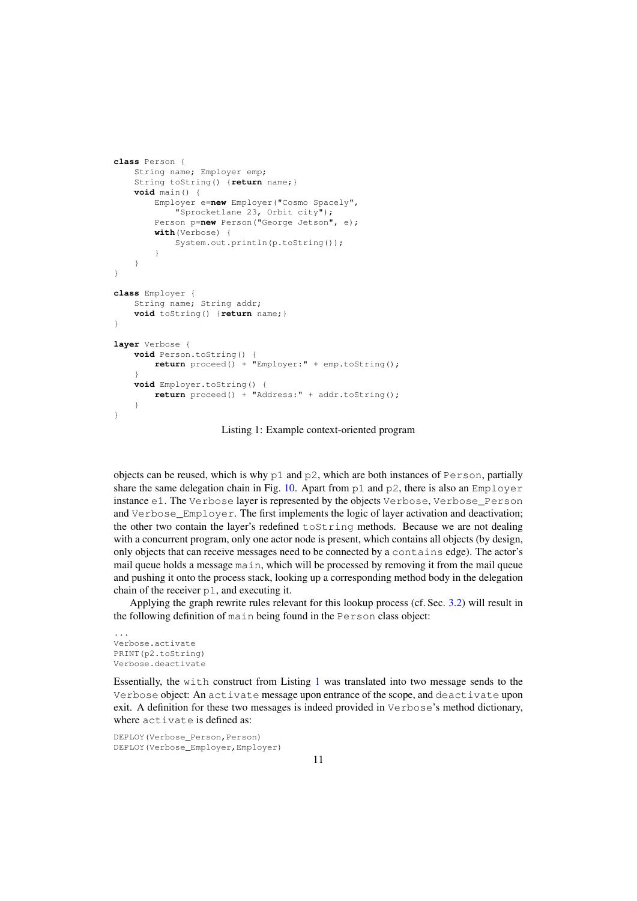```
class Person {
    String name; Employer emp;
    String toString() {return name;}
    void main() {
        Employer e=new Employer("Cosmo Spacely",
            "Sprocketlane 23, Orbit city");
        Person p=new Person("George Jetson", e);
        with(Verbose) {
            System.out.println(p.toString());
        }
    }
}

class Employer {
    String name; String addr;
    void toString() {return name;}
}

layer Verbose {
    void Person.toString() {
        return proceed() + "Employer:" + emp.toString();
    }
    void Employer.toString() {
        return proceed() + "Address:" + addr.toString();
    }
}
```

Listing 1: Example context-oriented program

objects can be reused, which is why p1 and p2, which are both instances of Person, partially share the same delegation chain in Fig. 10. Apart from p1 and p2, there is also an Employer instance e1. The Verbose layer is represented by the objects Verbose, Verbose_Person and Verbose_Employer. The first implements the logic of layer activation and deactivation; the other two contain the layer's redefined toString methods. Because we are not dealing with a concurrent program, only one actor node is present, which contains all objects (by design, only objects that can receive messages need to be connected by a contains edge). The actor's mail queue holds a message main, which will be processed by removing it from the mail queue and pushing it onto the process stack, looking up a corresponding method body in the delegation chain of the receiver p1, and executing it.

Applying the graph rewrite rules relevant for this lookup process (cf. Sec. 3.2) will result in the following definition of main being found in the Person class object:

```
...
Verbose.activate
PRINT(p2.toString)
Verbose.deactivate
```

Essentially, the with construct from Listing 1 was translated into two message sends to the Verbose object: An activate message upon entrance of the scope, and deactivate upon exit. A definition for these two messages is indeed provided in Verbose's method dictionary, where activate is defined as:

```
DEPLOY(Verbose_Person,Person)
DEPLOY(Verbose_Employer,Employer)
```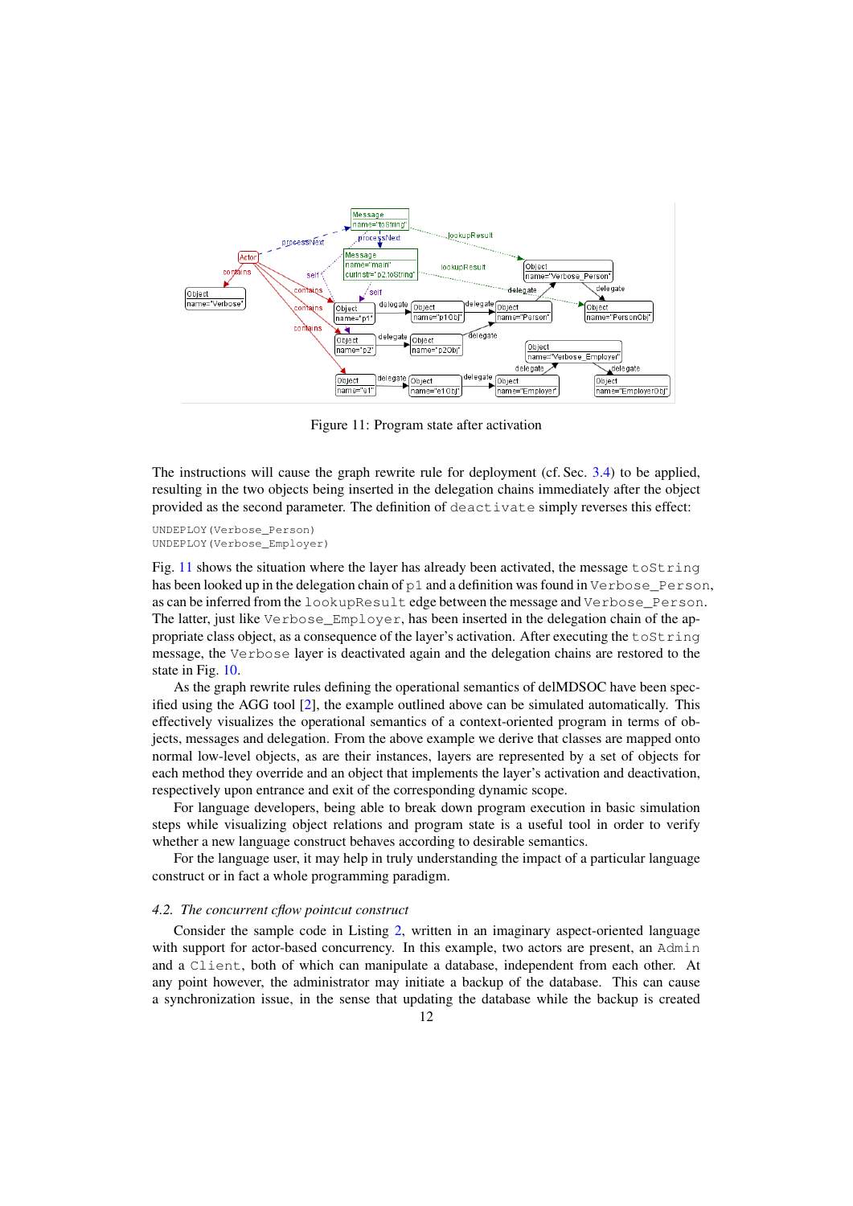Figure 11: Program state after activation

The instructions will cause the graph rewrite rule for deployment (cf. Sec. 3.4) to be applied, resulting in the two objects being inserted in the delegation chains immediately after the object provided as the second parameter. The definition of `deactivate` simply reverses this effect:

```
UNDEPLOY(Verbose_Person)
UNDEPLOY(Verbose_Employer)
```

Fig. 11 shows the situation where the layer has already been activated, the message `toString` has been looked up in the delegation chain of `p1` and a definition was found in `Verbose_Person`, as can be inferred from the `lookupResult` edge between the message and `Verbose_Person`. The latter, just like `Verbose_Employer`, has been inserted in the delegation chain of the appropriate class object, as a consequence of the layer's activation. After executing the `toString` message, the `Verbose` layer is deactivated again and the delegation chains are restored to the state in Fig. 10.

As the graph rewrite rules defining the operational semantics of delMDSOC have been specified using the AGG tool [2], the example outlined above can be simulated automatically. This effectively visualizes the operational semantics of a context-oriented program in terms of objects, messages and delegation. From the above example we derive that classes are mapped onto normal low-level objects, as are their instances, layers are represented by a set of objects for each method they override and an object that implements the layer's activation and deactivation, respectively upon entrance and exit of the corresponding dynamic scope.

For language developers, being able to break down program execution in basic simulation steps while visualizing object relations and program state is a useful tool in order to verify whether a new language construct behaves according to desirable semantics.

For the language user, it may help in truly understanding the impact of a particular language construct or in fact a whole programming paradigm.

### *4.2. The concurrent cflow pointcut construct*

Consider the sample code in Listing 2, written in an imaginary aspect-oriented language with support for actor-based concurrency. In this example, two actors are present, an `Admin` and a `Client`, both of which can manipulate a database, independent from each other. At any point however, the administrator may initiate a backup of the database. This can cause a synchronization issue, in the sense that updating the database while the backup is created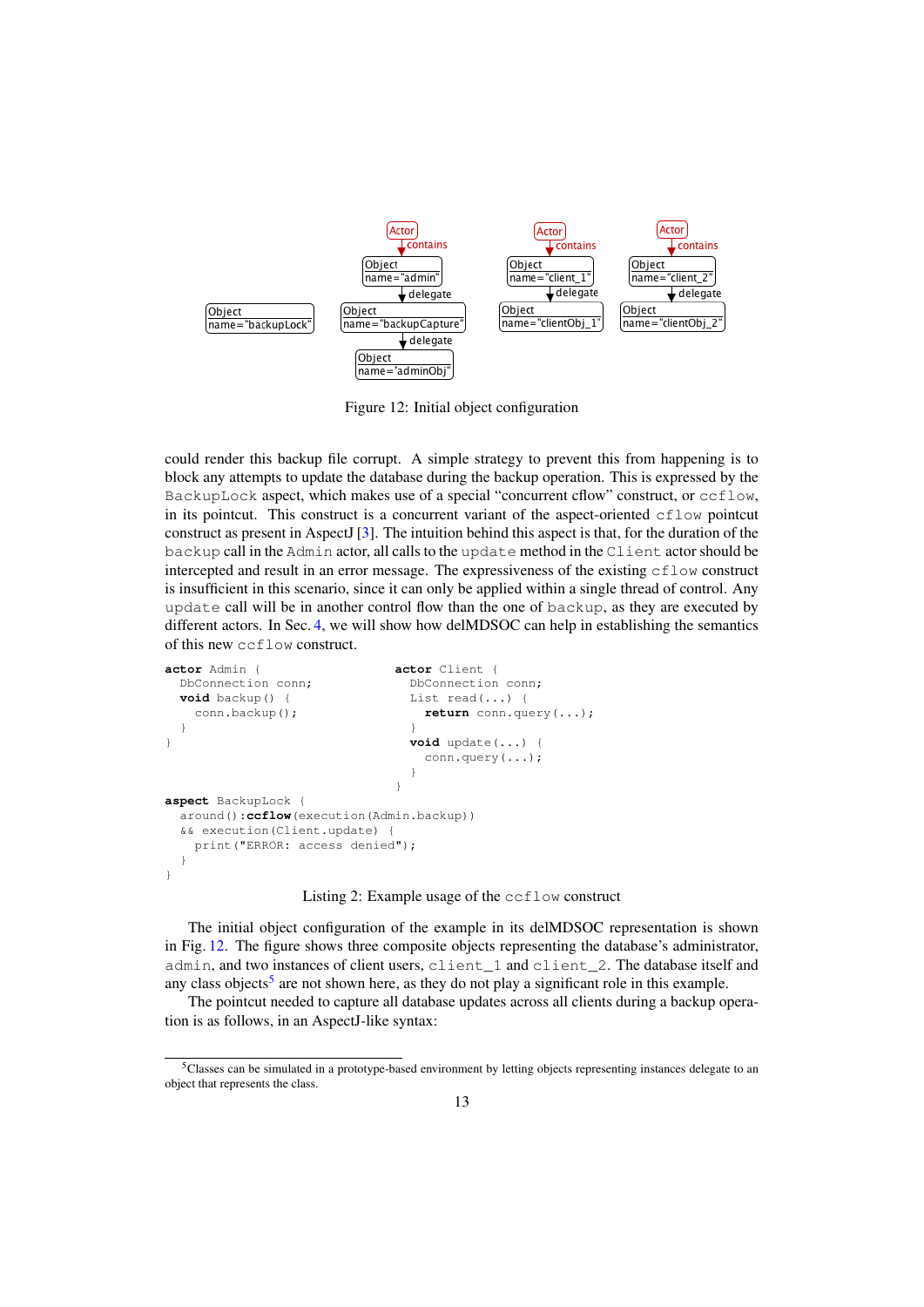Figure 12: Initial object configuration

could render this backup file corrupt. A simple strategy to prevent this from happening is to block any attempts to update the database during the backup operation. This is expressed by the `BackupLock` aspect, which makes use of a special "concurrent cflow" construct, or `ccflow`, in its pointcut. This construct is a concurrent variant of the aspect-oriented `cflow` pointcut construct as present in AspectJ [3]. The intuition behind this aspect is that, for the duration of the `backup` call in the `Admin` actor, all calls to the `update` method in the `Client` actor should be intercepted and result in an error message. The expressiveness of the existing `cflow` construct is insufficient in this scenario, since it can only be applied within a single thread of control. Any `update` call will be in another control flow than the one of `backup`, as they are executed by different actors. In Sec. 4, we will show how delMDSOC can help in establishing the semantics of this new `ccflow` construct.

```
actor Admin {
  DbConnection conn;
  void backup() {
    conn.backup();
  }
}

actor Client {
  DbConnection conn;
  List read(...) {
    return conn.query(...);
  }
  void update(...) {
    conn.query(...);
  }
}

aspect BackupLock {
  around():ccflow(execution(Admin.backup))
  && execution(Client.update) {
    print("ERROR: access denied");
  }
}
```

Listing 2: Example usage of the `ccflow` construct

The initial object configuration of the example in its delMDSOC representation is shown in Fig. 12. The figure shows three composite objects representing the database's administrator, `admin`, and two instances of client users, `client_1` and `client_2`. The database itself and any class objects[5] are not shown here, as they do not play a significant role in this example.

The pointcut needed to capture all database updates across all clients during a backup operation is as follows, in an AspectJ-like syntax:

[5] Classes can be simulated in a prototype-based environment by letting objects representing instances delegate to an object that represents the class.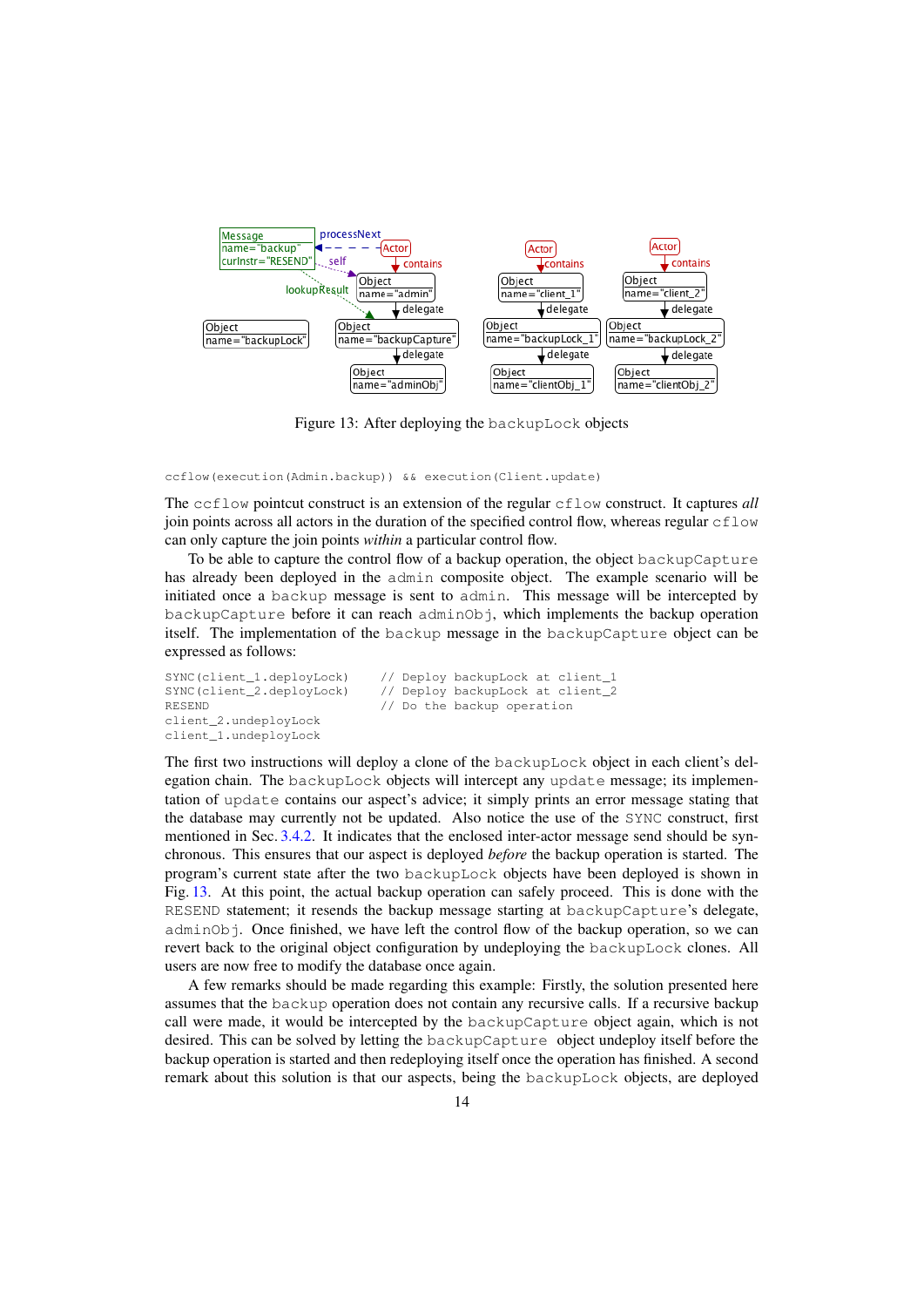Figure 13: After deploying the `backupLock` objects

```
ccflow(execution(Admin.backup)) && execution(Client.update)
```

The `ccflow` pointcut construct is an extension of the regular `cflow` construct. It captures *all* join points across all actors in the duration of the specified control flow, whereas regular `cflow` can only capture the join points *within* a particular control flow.

To be able to capture the control flow of a backup operation, the object `backupCapture` has already been deployed in the `admin` composite object. The example scenario will be initiated once a `backup` message is sent to `admin`. This message will be intercepted by `backupCapture` before it can reach `adminObj`, which implements the backup operation itself. The implementation of the `backup` message in the `backupCapture` object can be expressed as follows:

```
SYNC(client_1.deployLock)    // Deploy backupLock at client_1
SYNC(client_2.deployLock)    // Deploy backupLock at client_2
RESEND                       // Do the backup operation
client_2.undeployLock
client_1.undeployLock
```

The first two instructions will deploy a clone of the `backupLock` object in each client's delegation chain. The `backupLock` objects will intercept any `update` message; its implementation of `update` contains our aspect's advice; it simply prints an error message stating that the database may currently not be updated. Also notice the use of the `SYNC` construct, first mentioned in Sec. 3.4.2. It indicates that the enclosed inter-actor message send should be synchronous. This ensures that our aspect is deployed *before* the backup operation is started. The program's current state after the two `backupLock` objects have been deployed is shown in Fig. 13. At this point, the actual backup operation can safely proceed. This is done with the `RESEND` statement; it resends the backup message starting at `backupCapture`'s delegate, `adminObj`. Once finished, we have left the control flow of the backup operation, so we can revert back to the original object configuration by undeploying the `backupLock` clones. All users are now free to modify the database once again.

A few remarks should be made regarding this example: Firstly, the solution presented here assumes that the `backup` operation does not contain any recursive calls. If a recursive backup call were made, it would be intercepted by the `backupCapture` object again, which is not desired. This can be solved by letting the `backupCapture` object undeploy itself before the backup operation is started and then redeploying itself once the operation has finished. A second remark about this solution is that our aspects, being the `backupLock` objects, are deployed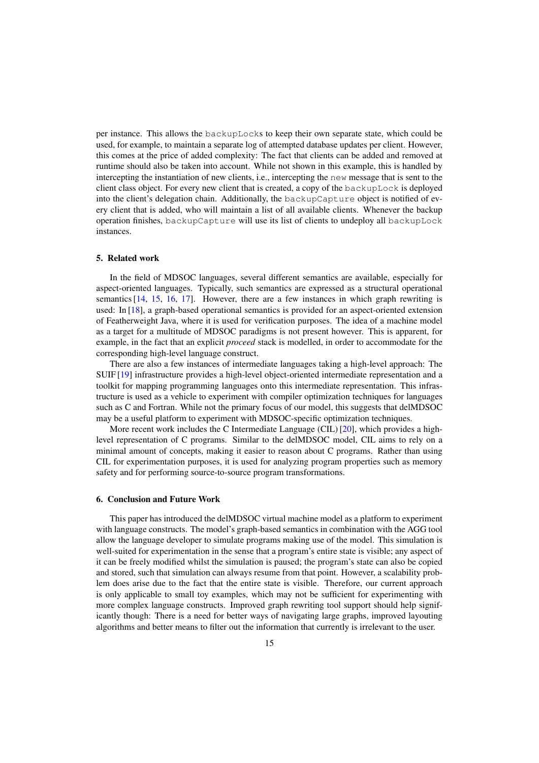per instance. This allows the `backupLock`s to keep their own separate state, which could be used, for example, to maintain a separate log of attempted database updates per client. However, this comes at the price of added complexity: The fact that clients can be added and removed at runtime should also be taken into account. While not shown in this example, this is handled by intercepting the instantiation of new clients, i.e., intercepting the `new` message that is sent to the client class object. For every new client that is created, a copy of the `backupLock` is deployed into the client's delegation chain. Additionally, the `backupCapture` object is notified of every client that is added, who will maintain a list of all available clients. Whenever the backup operation finishes, `backupCapture` will use its list of clients to undeploy all `backupLock` instances.

## 5. Related work

In the field of MDSOC languages, several different semantics are available, especially for aspect-oriented languages. Typically, such semantics are expressed as a structural operational semantics [14, 15, 16, 17]. However, there are a few instances in which graph rewriting is used: In [18], a graph-based operational semantics is provided for an aspect-oriented extension of Featherweight Java, where it is used for verification purposes. The idea of a machine model as a target for a multitude of MDSOC paradigms is not present however. This is apparent, for example, in the fact that an explicit *proceed* stack is modelled, in order to accommodate for the corresponding high-level language construct.

There are also a few instances of intermediate languages taking a high-level approach: The SUIF [19] infrastructure provides a high-level object-oriented intermediate representation and a toolkit for mapping programming languages onto this intermediate representation. This infrastructure is used as a vehicle to experiment with compiler optimization techniques for languages such as C and Fortran. While not the primary focus of our model, this suggests that delMDSOC may be a useful platform to experiment with MDSOC-specific optimization techniques.

More recent work includes the C Intermediate Language (CIL) [20], which provides a high-level representation of C programs. Similar to the delMDSOC model, CIL aims to rely on a minimal amount of concepts, making it easier to reason about C programs. Rather than using CIL for experimentation purposes, it is used for analyzing program properties such as memory safety and for performing source-to-source program transformations.

## 6. Conclusion and Future Work

This paper has introduced the delMDSOC virtual machine model as a platform to experiment with language constructs. The model's graph-based semantics in combination with the AGG tool allow the language developer to simulate programs making use of the model. This simulation is well-suited for experimentation in the sense that a program's entire state is visible; any aspect of it can be freely modified whilst the simulation is paused; the program's state can also be copied and stored, such that simulation can always resume from that point. However, a scalability problem does arise due to the fact that the entire state is visible. Therefore, our current approach is only applicable to small toy examples, which may not be sufficient for experimenting with more complex language constructs. Improved graph rewriting tool support should help significantly though: There is a need for better ways of navigating large graphs, improved layouting algorithms and better means to filter out the information that currently is irrelevant to the user.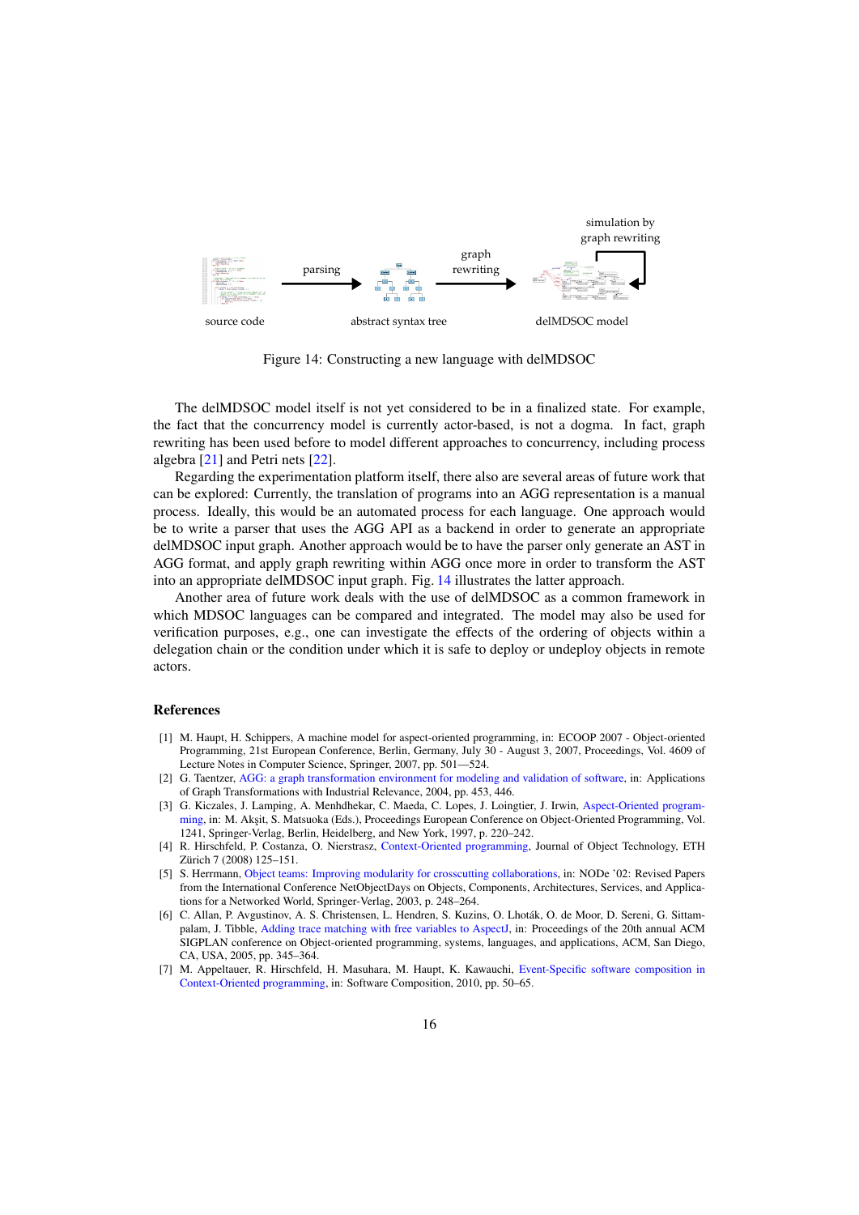source code → parsing → abstract syntax tree → graph rewriting → delMDSOC model (simulation by graph rewriting)

Figure 14: Constructing a new language with delMDSOC

The delMDSOC model itself is not yet considered to be in a finalized state. For example, the fact that the concurrency model is currently actor-based, is not a dogma. In fact, graph rewriting has been used before to model different approaches to concurrency, including process algebra [21] and Petri nets [22].

Regarding the experimentation platform itself, there also are several areas of future work that can be explored: Currently, the translation of programs into an AGG representation is a manual process. Ideally, this would be an automated process for each language. One approach would be to write a parser that uses the AGG API as a backend in order to generate an appropriate delMDSOC input graph. Another approach would be to have the parser only generate an AST in AGG format, and apply graph rewriting within AGG once more in order to transform the AST into an appropriate delMDSOC input graph. Fig. 14 illustrates the latter approach.

Another area of future work deals with the use of delMDSOC as a common framework in which MDSOC languages can be compared and integrated. The model may also be used for verification purposes, e.g., one can investigate the effects of the ordering of objects within a delegation chain or the condition under which it is safe to deploy or undeploy objects in remote actors.

## References

[1] M. Haupt, H. Schippers, A machine model for aspect-oriented programming, in: ECOOP 2007 - Object-oriented Programming, 21st European Conference, Berlin, Germany, July 30 - August 3, 2007, Proceedings, Vol. 4609 of Lecture Notes in Computer Science, Springer, 2007, pp. 501—524.

[2] G. Taentzer, AGG: a graph transformation environment for modeling and validation of software, in: Applications of Graph Transformations with Industrial Relevance, 2004, pp. 453, 446.

[3] G. Kiczales, J. Lamping, A. Menhdhekar, C. Maeda, C. Lopes, J. Loingtier, J. Irwin, Aspect-Oriented programming, in: M. Akşit, S. Matsuoka (Eds.), Proceedings European Conference on Object-Oriented Programming, Vol. 1241, Springer-Verlag, Berlin, Heidelberg, and New York, 1997, p. 220–242.

[4] R. Hirschfeld, P. Costanza, O. Nierstrasz, Context-Oriented programming, Journal of Object Technology, ETH Zürich 7 (2008) 125–151.

[5] S. Herrmann, Object teams: Improving modularity for crosscutting collaborations, in: NODe '02: Revised Papers from the International Conference NetObjectDays on Objects, Components, Architectures, Services, and Applications for a Networked World, Springer-Verlag, 2003, p. 248–264.

[6] C. Allan, P. Avgustinov, A. S. Christensen, L. Hendren, S. Kuzins, O. Lhoták, O. de Moor, D. Sereni, G. Sittampalam, J. Tibble, Adding trace matching with free variables to AspectJ, in: Proceedings of the 20th annual ACM SIGPLAN conference on Object-oriented programming, systems, languages, and applications, ACM, San Diego, CA, USA, 2005, pp. 345–364.

[7] M. Appeltauer, R. Hirschfeld, H. Masuhara, M. Haupt, K. Kawauchi, Event-Specific software composition in Context-Oriented programming, in: Software Composition, 2010, pp. 50–65.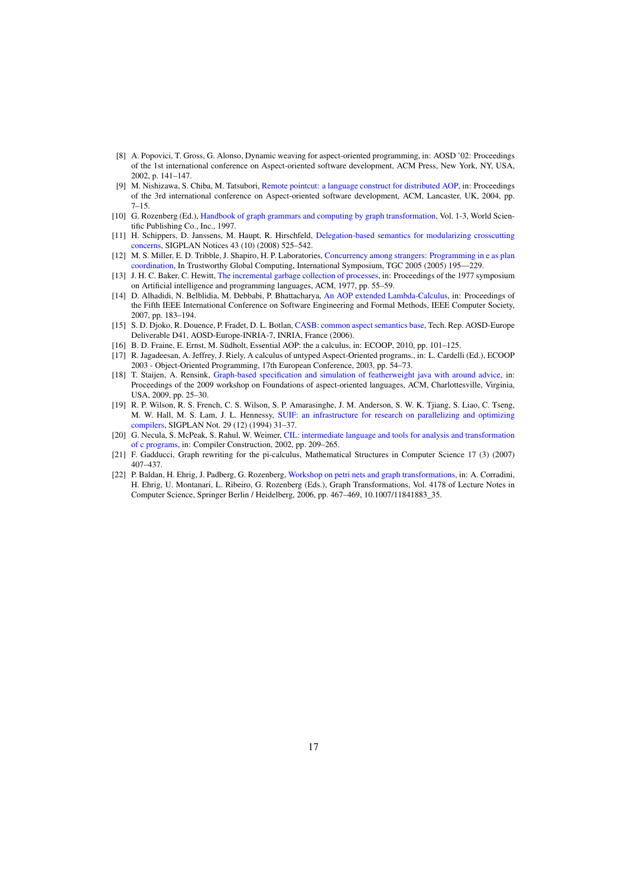- [8] A. Popovici, T. Gross, G. Alonso, Dynamic weaving for aspect-oriented programming, in: AOSD '02: Proceedings of the 1st international conference on Aspect-oriented software development, ACM Press, New York, NY, USA, 2002, p. 141–147.
- [9] M. Nishizawa, S. Chiba, M. Tatsubori, Remote pointcut: a language construct for distributed AOP, in: Proceedings of the 3rd international conference on Aspect-oriented software development, ACM, Lancaster, UK, 2004, pp. 7–15.
- [10] G. Rozenberg (Ed.), Handbook of graph grammars and computing by graph transformation, Vol. 1-3, World Scientific Publishing Co., Inc., 1997.
- [11] H. Schippers, D. Janssens, M. Haupt, R. Hirschfeld, Delegation-based semantics for modularizing crosscutting concerns, SIGPLAN Notices 43 (10) (2008) 525–542.
- [12] M. S. Miller, E. D. Tribble, J. Shapiro, H. P. Laboratories, Concurrency among strangers: Programming in e as plan coordination, In Trustworthy Global Computing, International Symposium, TGC 2005 (2005) 195—229.
- [13] J. H. C. Baker, C. Hewitt, The incremental garbage collection of processes, in: Proceedings of the 1977 symposium on Artificial intelligence and programming languages, ACM, 1977, pp. 55–59.
- [14] D. Alhadidi, N. Belblidia, M. Debbabi, P. Bhattacharya, An AOP extended Lambda-Calculus, in: Proceedings of the Fifth IEEE International Conference on Software Engineering and Formal Methods, IEEE Computer Society, 2007, pp. 183–194.
- [15] S. D. Djoko, R. Douence, P. Fradet, D. L. Botlan, CASB: common aspect semantics base, Tech. Rep. AOSD-Europe Deliverable D41, AOSD-Europe-INRIA-7, INRIA, France (2006).
- [16] B. D. Fraine, E. Ernst, M. Südholt, Essential AOP: the a calculus, in: ECOOP, 2010, pp. 101–125.
- [17] R. Jagadeesan, A. Jeffrey, J. Riely, A calculus of untyped Aspect-Oriented programs., in: L. Cardelli (Ed.), ECOOP 2003 - Object-Oriented Programming, 17th European Conference, 2003, pp. 54–73.
- [18] T. Staijen, A. Rensink, Graph-based specification and simulation of featherweight java with around advice, in: Proceedings of the 2009 workshop on Foundations of aspect-oriented languages, ACM, Charlottesville, Virginia, USA, 2009, pp. 25–30.
- [19] R. P. Wilson, R. S. French, C. S. Wilson, S. P. Amarasinghe, J. M. Anderson, S. W. K. Tjiang, S. Liao, C. Tseng, M. W. Hall, M. S. Lam, J. L. Hennessy, SUIF: an infrastructure for research on parallelizing and optimizing compilers, SIGPLAN Not. 29 (12) (1994) 31–37.
- [20] G. Necula, S. McPeak, S. Rahul, W. Weimer, CIL: intermediate language and tools for analysis and transformation of c programs, in: Compiler Construction, 2002, pp. 209–265.
- [21] F. Gadducci, Graph rewriting for the pi-calculus, Mathematical Structures in Computer Science 17 (3) (2007) 407–437.
- [22] P. Baldan, H. Ehrig, J. Padberg, G. Rozenberg, Workshop on petri nets and graph transformations, in: A. Corradini, H. Ehrig, U. Montanari, L. Ribeiro, G. Rozenberg (Eds.), Graph Transformations, Vol. 4178 of Lecture Notes in Computer Science, Springer Berlin / Heidelberg, 2006, pp. 467–469, 10.1007/11841883_35.